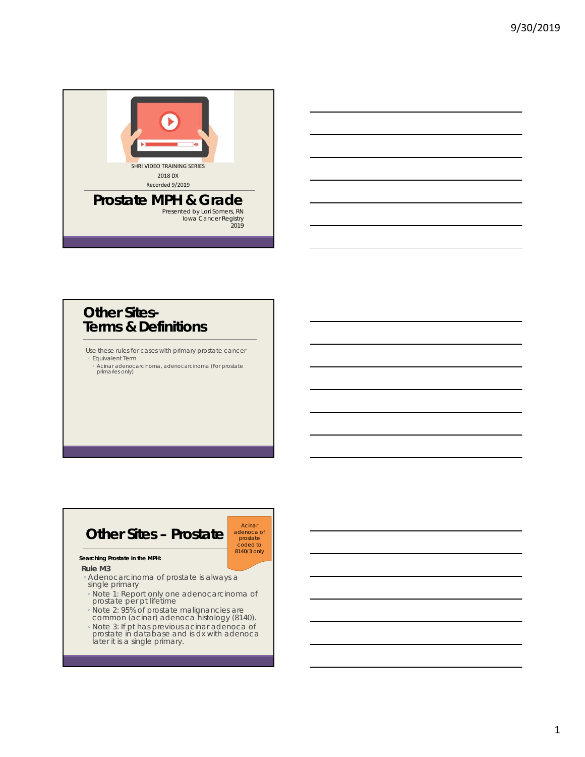SHRI VIDEO TRAINING SERIES

2018 DX

Recorded 9/2019

# Prostate MPH & Grade

Presented by Lori Somers, RN
Iowa Cancer Registry
2019

---

## Other Sites- Terms & Definitions

Use these rules for cases with primary prostate cancer

- Equivalent Term
  - Acinar adenocarcinoma, adenocarcinoma (For prostate primaries only)

---

## Other Sites – Prostate

Acinar adenoca of prostate coded to 8140/3 only

**Searching Prostate in the MPH:**

**Rule M3**

- Adenocarcinoma of prostate is always a single primary
  - Note 1: Report only one adenocarcinoma of prostate per pt lifetime
  - Note 2: 95% of prostate malignancies are common (acinar) adenoca histology (8140).
  - Note 3: If pt has previous acinar adenoca of prostate in database and is dx with adenoca later it is a single primary.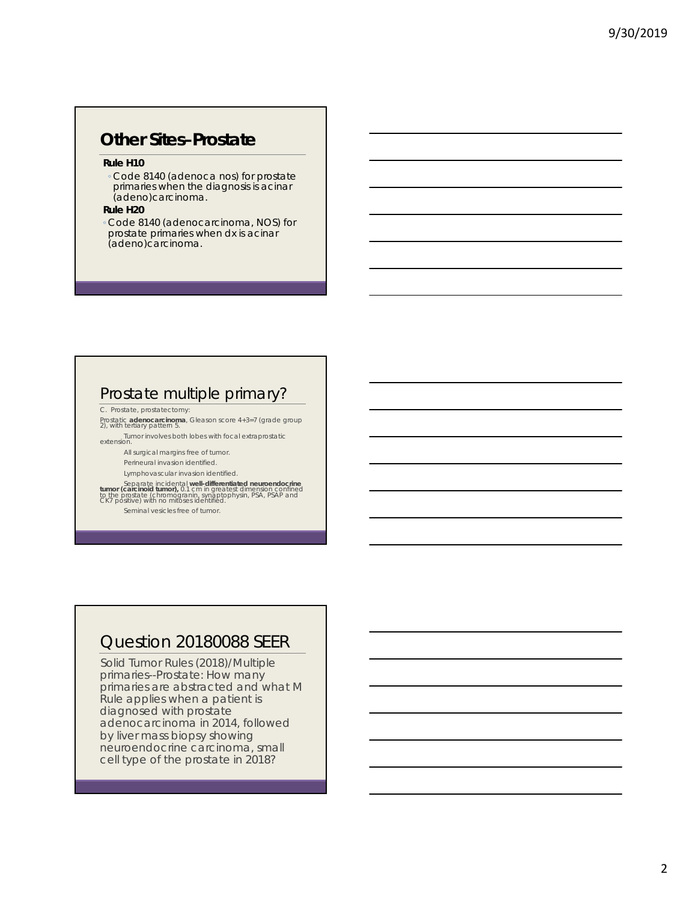## Other Sites–Prostate

**Rule H10**

- Code 8140 (adenoca nos) for prostate primaries when the diagnosis is acinar (adeno)carcinoma.

**Rule H20**

- Code 8140 (adenocarcinoma, NOS) for prostate primaries when dx is acinar (adeno)carcinoma.

## Prostate multiple primary?

C. Prostate, prostatectomy:

Prostatic **adenocarcinoma**, Gleason score 4+3=7 (grade group 2), with tertiary pattern 5.

Tumor involves both lobes with focal extraprostatic extension.

All surgical margins free of tumor.

Perineural invasion identified.

Lymphovascular invasion identified.

Separate incidental **well-differentiated neuroendocrine tumor (carcinoid tumor),** 0.1 cm in greatest dimension confined to the prostate (chromogranin, synaptophysin, PSA, PSAP and CK7 positive) with no mitoses identified.

Seminal vesicles free of tumor.

## Question 20180088 SEER

Solid Tumor Rules (2018)/Multiple primaries--Prostate: How many primaries are abstracted and what M Rule applies when a patient is diagnosed with prostate adenocarcinoma in 2014, followed by liver mass biopsy showing neuroendocrine carcinoma, small cell type of the prostate in 2018?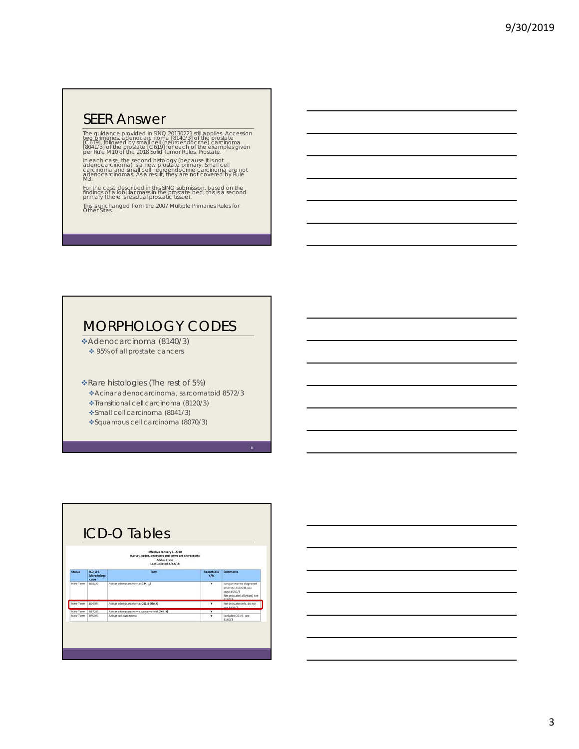## SEER Answer

The guidance provided in SINQ 20130221 still applies. Accession two primaries, adenocarcinoma [8140/3] of the prostate [C619], followed by small cell (neuroendocrine) carcinoma [8041/3] of the prostate [C619] for each of the examples given per Rule M10 of the 2018 Solid Tumor Rules, Prostate.

In each case, the second histology (because it is not adenocarcinoma) is a new prostate primary. Small cell carcinoma and small cell neuroendocrine carcinoma are not adenocarcinomas. As a result, they are not covered by Rule M3.

For the case described in this SINQ submission, based on the findings of a lobular mass in the prostate bed, this is a second primary (there is residual prostatic tissue).

This is unchanged from the 2007 Multiple Primaries Rules for Other Sites.

## MORPHOLOGY CODES

- Adenocarcinoma (8140/3)
  - 95% of all prostate cancers
- Rare histologies (The rest of 5%)
  - Acinar adenocarcinoma, sarcomatoid 8572/3
  - Transitional cell carcinoma (8120/3)
  - Small cell carcinoma (8041/3)
  - Squamous cell carcinoma (8070/3)

## ICD-O Tables

Effective January 1, 2018
ICD-O-3 codes, behaviors and terms are site-specific
Alpha Order
Last updated 8/22/18

| Status | ICD-O-3 Morphology Code | Term | Reportable Y/N | Comments |
|---|---|---|---|---|
| New Term | 8551/3 | Acinar adenocarcinoma (C34. _) | Y | lung primaries diagnosed prior to 1/1/2018 use code 8550/3 For prostate (all years) see 8140/3 |
| New Term | 8140/3 | Acinar adenocarcinoma (C61.9 ONLY) | Y | For prostate only, do not use 8550/3 |
| New Term | 8572/3 | Acinar adenocarcinoma, sarcomatoid (C61.9) | Y | |
| New Term | 8550/3 | Acinar cell carcinoma | Y | Excludes C61.9- see 8140/3 |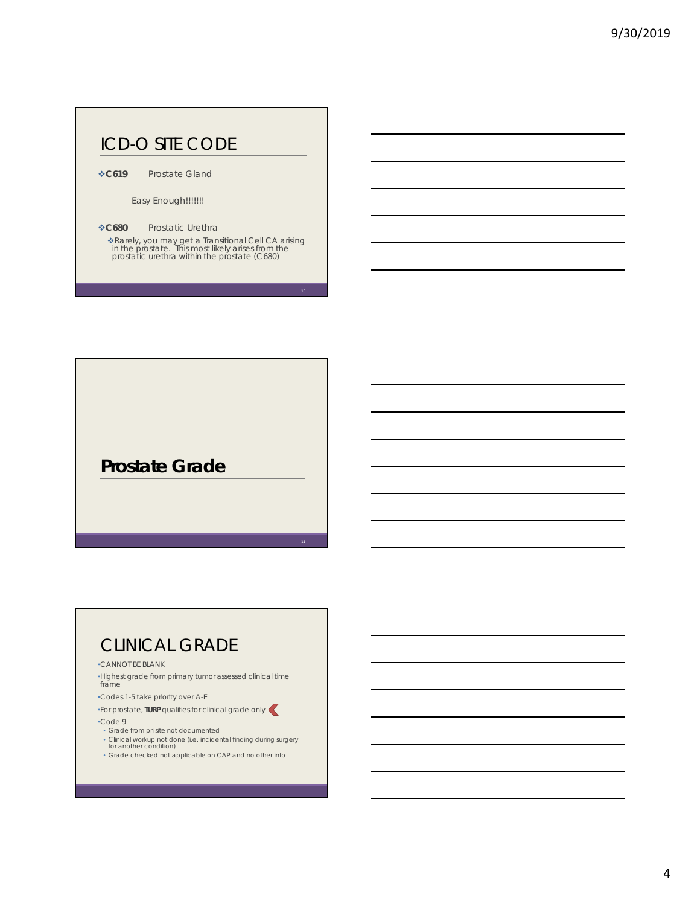## ICD-O SITE CODE

- **C619** Prostate Gland

  Easy Enough!!!!!!!

- **C680** Prostatic Urethra
  - Rarely, you may get a Transitional Cell CA arising in the prostate. This most likely arises from the prostatic urethra within the prostate (C680)

## Prostate Grade

## CLINICAL GRADE

- CANNOT BE BLANK
- Highest grade from primary tumor assessed clinical time frame
- Codes 1-5 take priority over A-E
- For prostate, **TURP** qualifies for clinical grade only
- Code 9
  - Grade from pri site not documented
  - Clinical workup not done (i.e. incidental finding during surgery for another condition)
  - Grade checked not applicable on CAP and no other info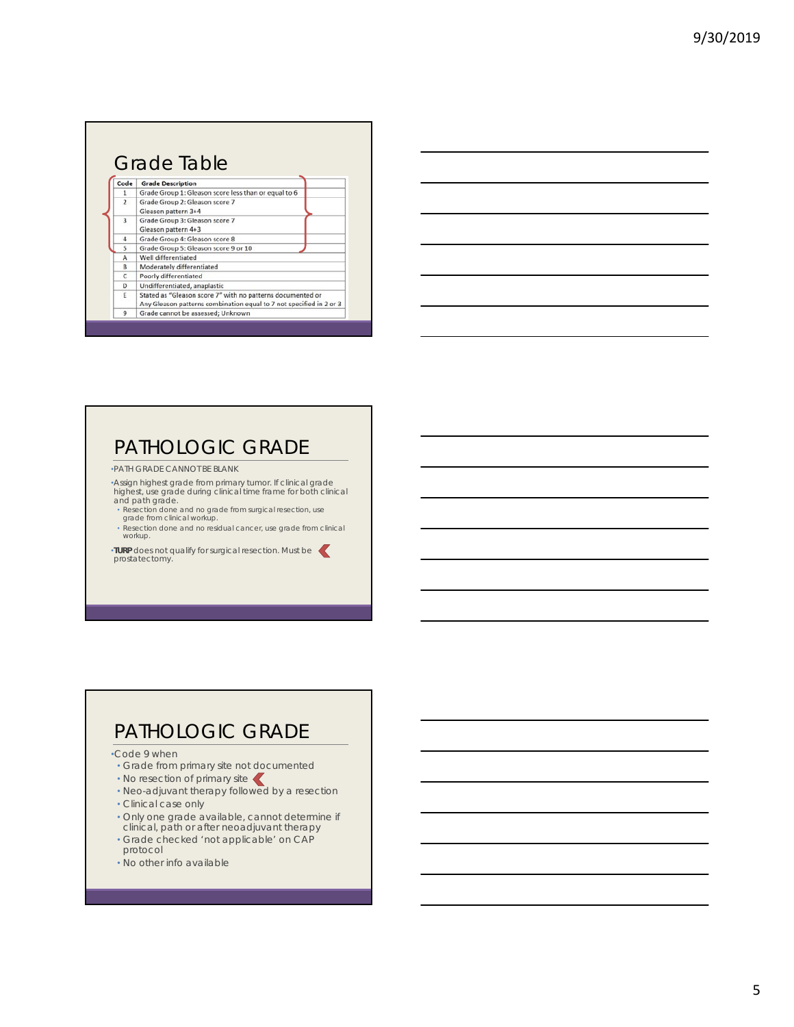## Grade Table

| Code | Grade Description |
|---|---|
| 1 | Grade Group 1: Gleason score less than or equal to 6 |
| 2 | Grade Group 2: Gleason score 7<br>Gleason pattern 3+4 |
| 3 | Grade Group 3: Gleason score 7<br>Gleason pattern 4+3 |
| 4 | Grade Group 4: Gleason score 8 |
| 5 | Grade Group 5: Gleason score 9 or 10 |
| A | Well differentiated |
| B | Moderately differentiated |
| C | Poorly differentiated |
| D | Undifferentiated, anaplastic |
| E | Stated as "Gleason score 7" with no patterns documented or<br>Any Gleason patterns combination equal to 7 not specified in 2 or 3 |
| 9 | Grade cannot be assessed; Unknown |

## PATHOLOGIC GRADE

- PATH GRADE CANNOT BE BLANK
- Assign highest grade from primary tumor. If clinical grade highest, use grade during clinical time frame for both clinical and path grade.
  - Resection done and no grade from surgical resection, use grade from clinical workup.
  - Resection done and no residual cancer, use grade from clinical workup.
- **TURP** does not qualify for surgical resection. Must be prostatectomy.

## PATHOLOGIC GRADE

- Code 9 when
  - Grade from primary site not documented
  - No resection of primary site
  - Neo-adjuvant therapy followed by a resection
  - Clinical case only
  - Only one grade available, cannot determine if clinical, path or after neoadjuvant therapy
  - Grade checked 'not applicable' on CAP protocol
  - No other info available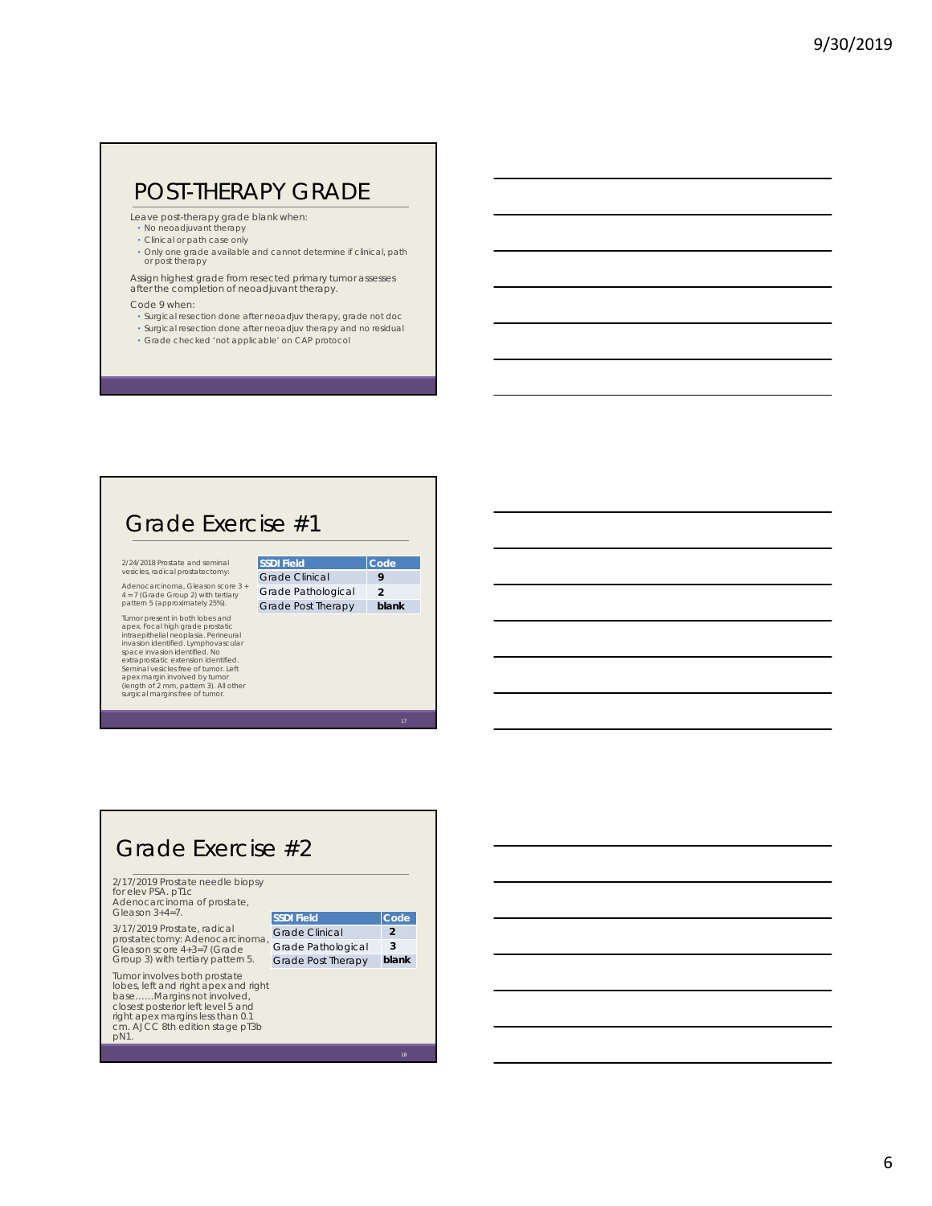## POST-THERAPY GRADE

Leave post-therapy grade blank when:

- No neoadjuvant therapy
- Clinical or path case only
- Only one grade available and cannot determine if clinical, path or post therapy

Assign highest grade from resected primary tumor assesses after the completion of neoadjuvant therapy.

Code 9 when:

- Surgical resection done after neoadjuv therapy, grade not doc
- Surgical resection done after neoadjuv therapy and no residual
- Grade checked 'not applicable' on CAP protocol

## Grade Exercise #1

2/24/2018 Prostate and seminal vesicles, radical prostatectomy:

Adenocarcinoma, Gleason score 3 + 4 = 7 (Grade Group 2) with tertiary pattern 5 (approximately 25%).

Tumor present in both lobes and apex. Focal high grade prostatic intraepithelial neoplasia. Perineural invasion identified. Lymphovascular space invasion identified. No extraprostatic extension identified. Seminal vesicles free of tumor. Left apex margin involved by tumor (length of 2 mm, pattern 3). All other surgical margins free of tumor.

| SSDI Field | Code |
|---|---|
| Grade Clinical | 9 |
| Grade Pathological | 2 |
| Grade Post Therapy | blank |

## Grade Exercise #2

2/17/2019 Prostate needle biopsy for elev PSA. pT1c Adenocarcinoma of prostate, Gleason 3+4=7.

3/17/2019 Prostate, radical prostatectomy: Adenocarcinoma, Gleason score 4+3=7 (Grade Group 3) with tertiary pattern 5.

Tumor involves both prostate lobes, left and right apex and right base……Margins not involved, closest posterior left level 5 and right apex margins less than 0.1 cm. AJCC 8th edition stage pT3b pN1.

| SSDI Field | Code |
|---|---|
| Grade Clinical | 2 |
| Grade Pathological | 3 |
| Grade Post Therapy | blank |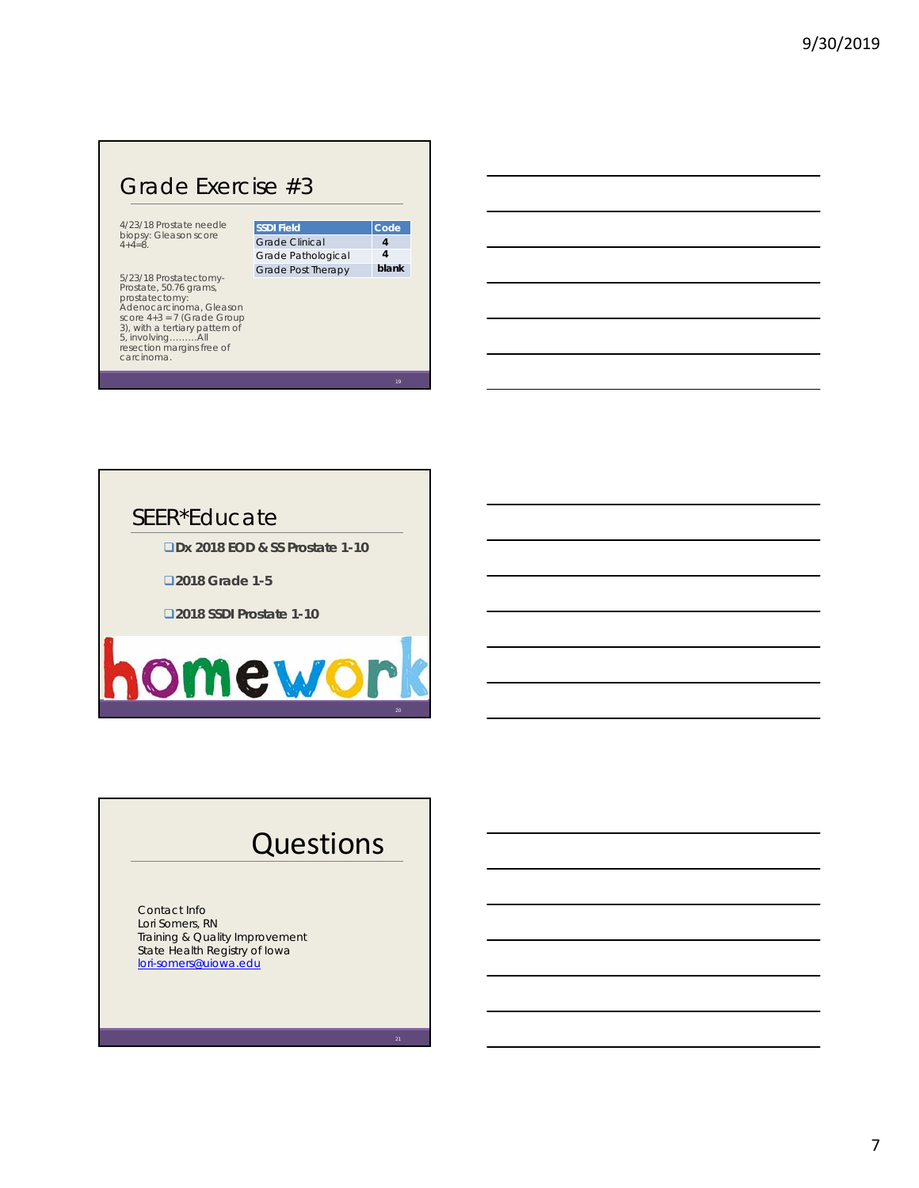## Grade Exercise #3

4/23/18 Prostate needle biopsy: Gleason score 4+4=8.

5/23/18 Prostatectomy- Prostate, 50.76 grams, prostatectomy: Adenocarcinoma, Gleason score 4+3 =7 (Grade Group 3), with a tertiary pattern of 5, involving.........All resection margins free of carcinoma.

| SSDI Field | Code |
|---|---|
| Grade Clinical | 4 |
| Grade Pathological | 4 |
| Grade Post Therapy | blank |

## SEER*Educate

- ❑ **Dx 2018 EOD & SS Prostate 1-10**
- ❑ **2018 Grade 1-5**
- ❑ **2018 SSDI Prostate 1-10**

homework

## Questions

Contact Info
Lori Somers, RN
Training & Quality Improvement
State Health Registry of Iowa
lori-somers@uiowa.edu